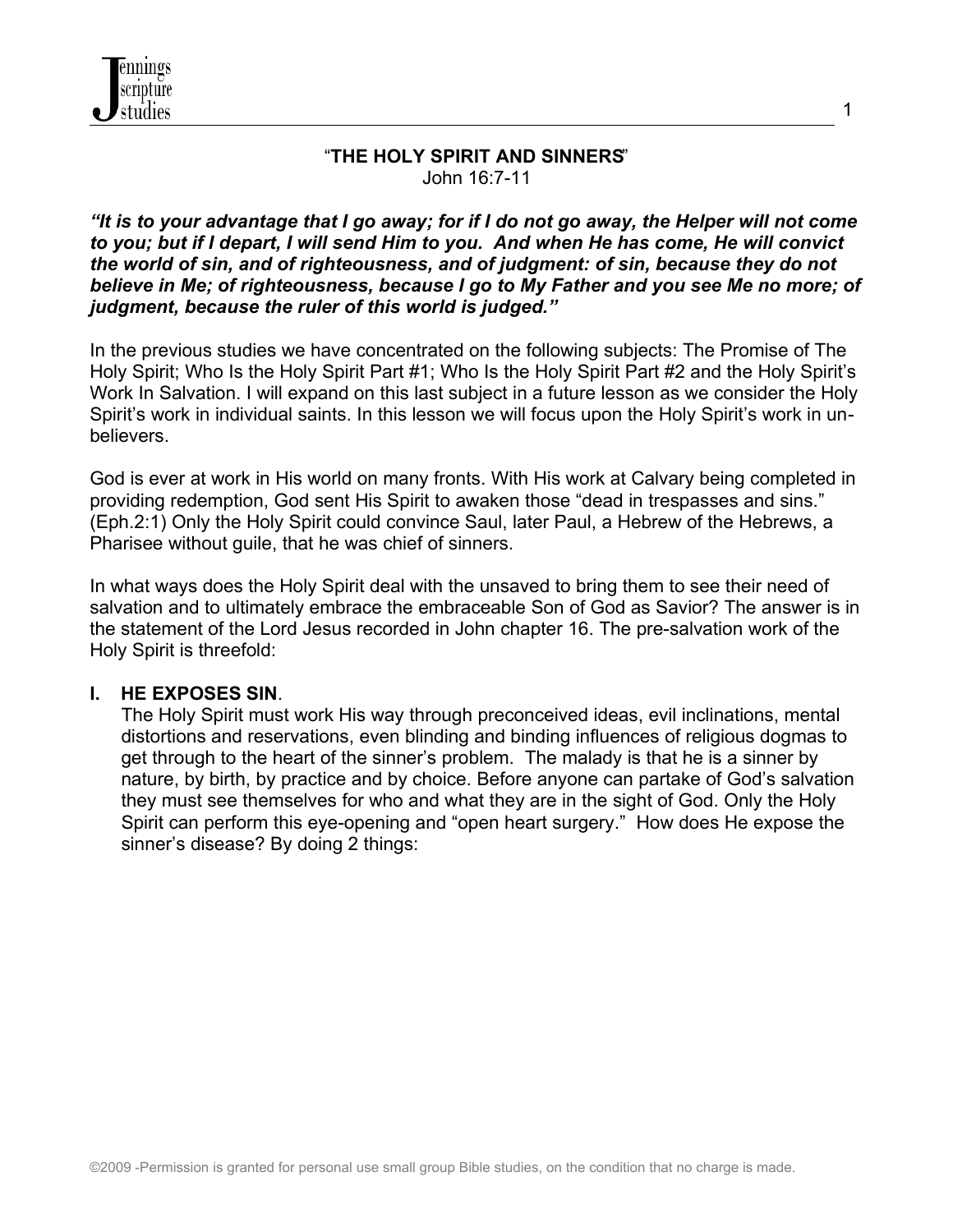# "THE HOLY SPIRIT AND SINNERS"

John 16:7-11

***"It is to your advantage that I go away; for if I do not go away, the Helper will not come to you; but if I depart, I will send Him to you. And when He has come, He will convict the world of sin, and of righteousness, and of judgment: of sin, because they do not believe in Me; of righteousness, because I go to My Father and you see Me no more; of judgment, because the ruler of this world is judged."***

In the previous studies we have concentrated on the following subjects: The Promise of The Holy Spirit; Who Is the Holy Spirit Part #1; Who Is the Holy Spirit Part #2 and the Holy Spirit's Work In Salvation. I will expand on this last subject in a future lesson as we consider the Holy Spirit's work in individual saints. In this lesson we will focus upon the Holy Spirit's work in un-believers.

God is ever at work in His world on many fronts. With His work at Calvary being completed in providing redemption, God sent His Spirit to awaken those "dead in trespasses and sins." (Eph.2:1) Only the Holy Spirit could convince Saul, later Paul, a Hebrew of the Hebrews, a Pharisee without guile, that he was chief of sinners.

In what ways does the Holy Spirit deal with the unsaved to bring them to see their need of salvation and to ultimately embrace the embraceable Son of God as Savior? The answer is in the statement of the Lord Jesus recorded in John chapter 16. The pre-salvation work of the Holy Spirit is threefold:

## I. HE EXPOSES SIN.

The Holy Spirit must work His way through preconceived ideas, evil inclinations, mental distortions and reservations, even blinding and binding influences of religious dogmas to get through to the heart of the sinner's problem. The malady is that he is a sinner by nature, by birth, by practice and by choice. Before anyone can partake of God's salvation they must see themselves for who and what they are in the sight of God. Only the Holy Spirit can perform this eye-opening and "open heart surgery." How does He expose the sinner's disease? By doing 2 things: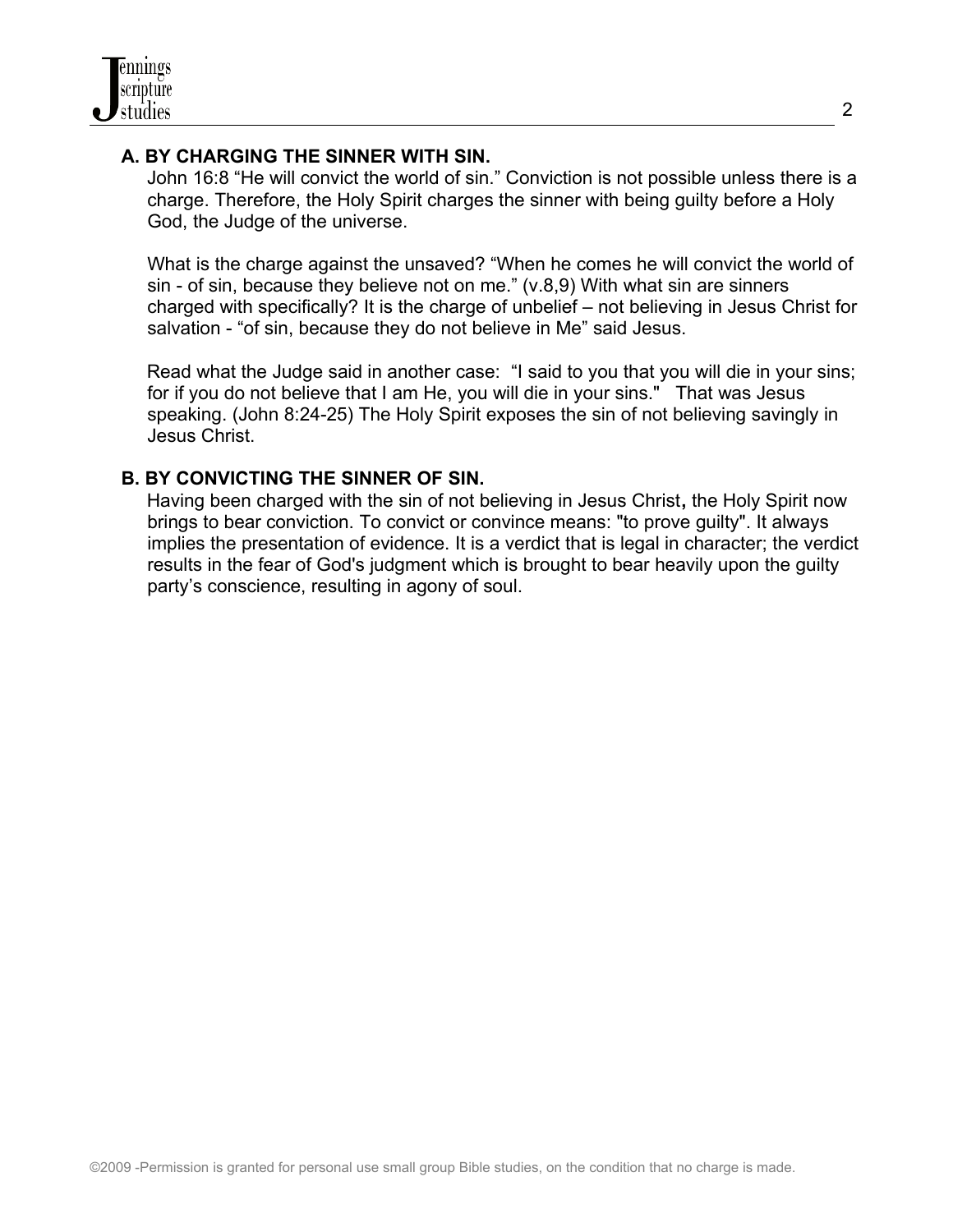### A. BY CHARGING THE SINNER WITH SIN.

John 16:8 “He will convict the world of sin.” Conviction is not possible unless there is a charge. Therefore, the Holy Spirit charges the sinner with being guilty before a Holy God, the Judge of the universe.

What is the charge against the unsaved? “When he comes he will convict the world of sin - of sin, because they believe not on me.” (v.8,9) With what sin are sinners charged with specifically? It is the charge of unbelief – not believing in Jesus Christ for salvation - “of sin, because they do not believe in Me” said Jesus.

Read what the Judge said in another case: “I said to you that you will die in your sins; for if you do not believe that I am He, you will die in your sins." That was Jesus speaking. (John 8:24-25) The Holy Spirit exposes the sin of not believing savingly in Jesus Christ.

### B. BY CONVICTING THE SINNER OF SIN.

Having been charged with the sin of not believing in Jesus Christ**,** the Holy Spirit now brings to bear conviction. To convict or convince means: "to prove guilty". It always implies the presentation of evidence. It is a verdict that is legal in character; the verdict results in the fear of God's judgment which is brought to bear heavily upon the guilty party’s conscience, resulting in agony of soul.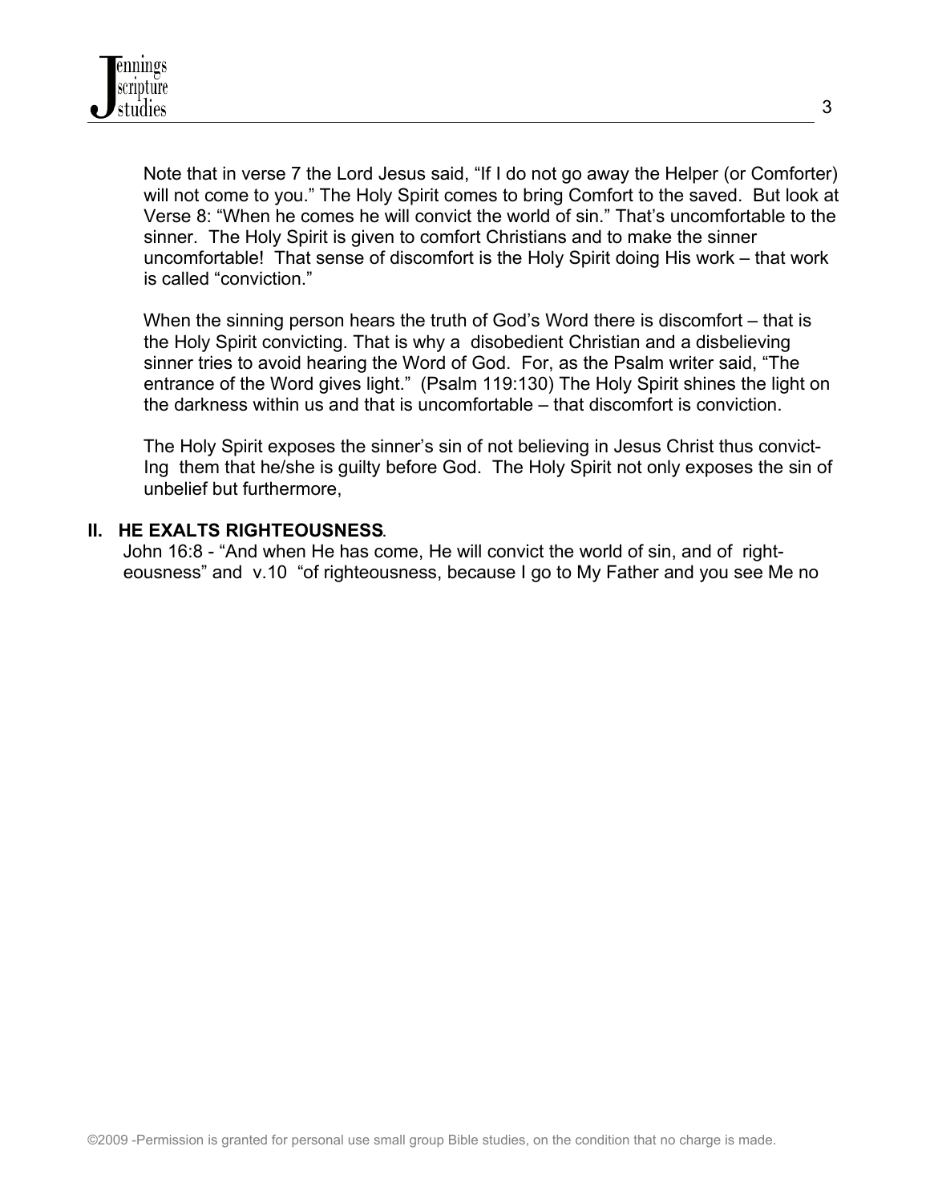Note that in verse 7 the Lord Jesus said, "If I do not go away the Helper (or Comforter) will not come to you." The Holy Spirit comes to bring Comfort to the saved. But look at Verse 8: "When he comes he will convict the world of sin." That's uncomfortable to the sinner. The Holy Spirit is given to comfort Christians and to make the sinner uncomfortable! That sense of discomfort is the Holy Spirit doing His work – that work is called "conviction."

When the sinning person hears the truth of God's Word there is discomfort – that is the Holy Spirit convicting. That is why a disobedient Christian and a disbelieving sinner tries to avoid hearing the Word of God. For, as the Psalm writer said, "The entrance of the Word gives light." (Psalm 119:130) The Holy Spirit shines the light on the darkness within us and that is uncomfortable – that discomfort is conviction.

The Holy Spirit exposes the sinner's sin of not believing in Jesus Christ thus convict-Ing them that he/she is guilty before God. The Holy Spirit not only exposes the sin of unbelief but furthermore,

## II. HE EXALTS RIGHTEOUSNESS.

John 16:8 - "And when He has come, He will convict the world of sin, and of right-eousness" and v.10 "of righteousness, because I go to My Father and you see Me no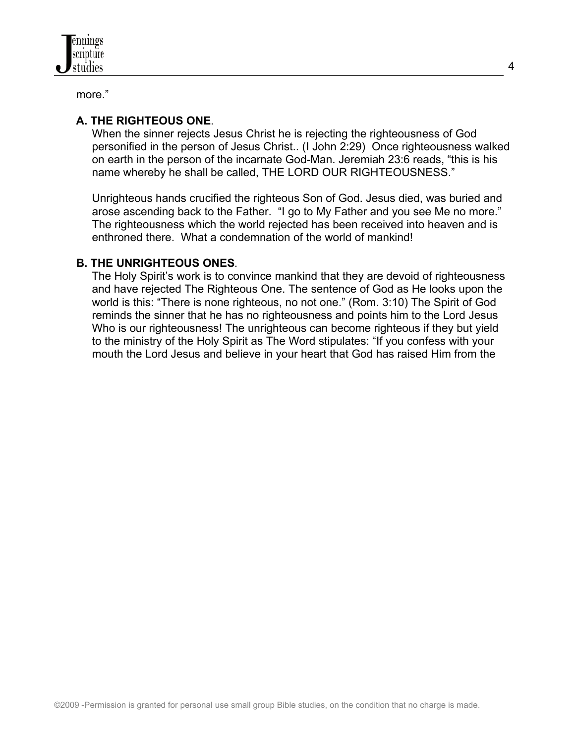more."

**A. THE RIGHTEOUS ONE**.

When the sinner rejects Jesus Christ he is rejecting the righteousness of God personified in the person of Jesus Christ.. (I John 2:29) Once righteousness walked on earth in the person of the incarnate God-Man. Jeremiah 23:6 reads, "this is his name whereby he shall be called, THE LORD OUR RIGHTEOUSNESS."

Unrighteous hands crucified the righteous Son of God. Jesus died, was buried and arose ascending back to the Father. "I go to My Father and you see Me no more." The righteousness which the world rejected has been received into heaven and is enthroned there. What a condemnation of the world of mankind!

**B. THE UNRIGHTEOUS ONES**.

The Holy Spirit's work is to convince mankind that they are devoid of righteousness and have rejected The Righteous One. The sentence of God as He looks upon the world is this: "There is none righteous, no not one." (Rom. 3:10) The Spirit of God reminds the sinner that he has no righteousness and points him to the Lord Jesus Who is our righteousness! The unrighteous can become righteous if they but yield to the ministry of the Holy Spirit as The Word stipulates: "If you confess with your mouth the Lord Jesus and believe in your heart that God has raised Him from the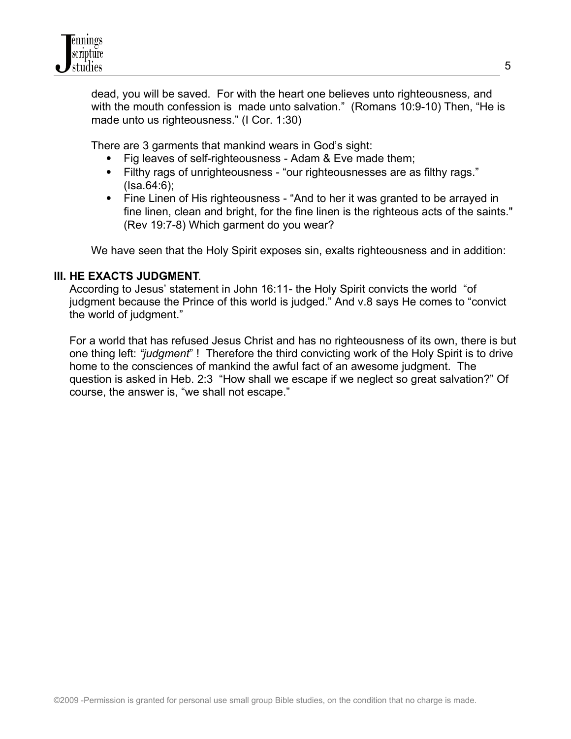dead, you will be saved. For with the heart one believes unto righteousness, and with the mouth confession is made unto salvation." (Romans 10:9-10) Then, "He is made unto us righteousness." (I Cor. 1:30)

There are 3 garments that mankind wears in God's sight:

- Fig leaves of self-righteousness - Adam & Eve made them;
- Filthy rags of unrighteousness - "our righteousnesses are as filthy rags." (Isa.64:6);
- Fine Linen of His righteousness - "And to her it was granted to be arrayed in fine linen, clean and bright, for the fine linen is the righteous acts of the saints." (Rev 19:7-8) Which garment do you wear?

We have seen that the Holy Spirit exposes sin, exalts righteousness and in addition:

**III. HE EXACTS JUDGMENT**.

According to Jesus' statement in John 16:11- the Holy Spirit convicts the world "of judgment because the Prince of this world is judged." And v.8 says He comes to "convict the world of judgment."

For a world that has refused Jesus Christ and has no righteousness of its own, there is but one thing left: *"judgment*" ! Therefore the third convicting work of the Holy Spirit is to drive home to the consciences of mankind the awful fact of an awesome judgment. The question is asked in Heb. 2:3 "How shall we escape if we neglect so great salvation?" Of course, the answer is, "we shall not escape."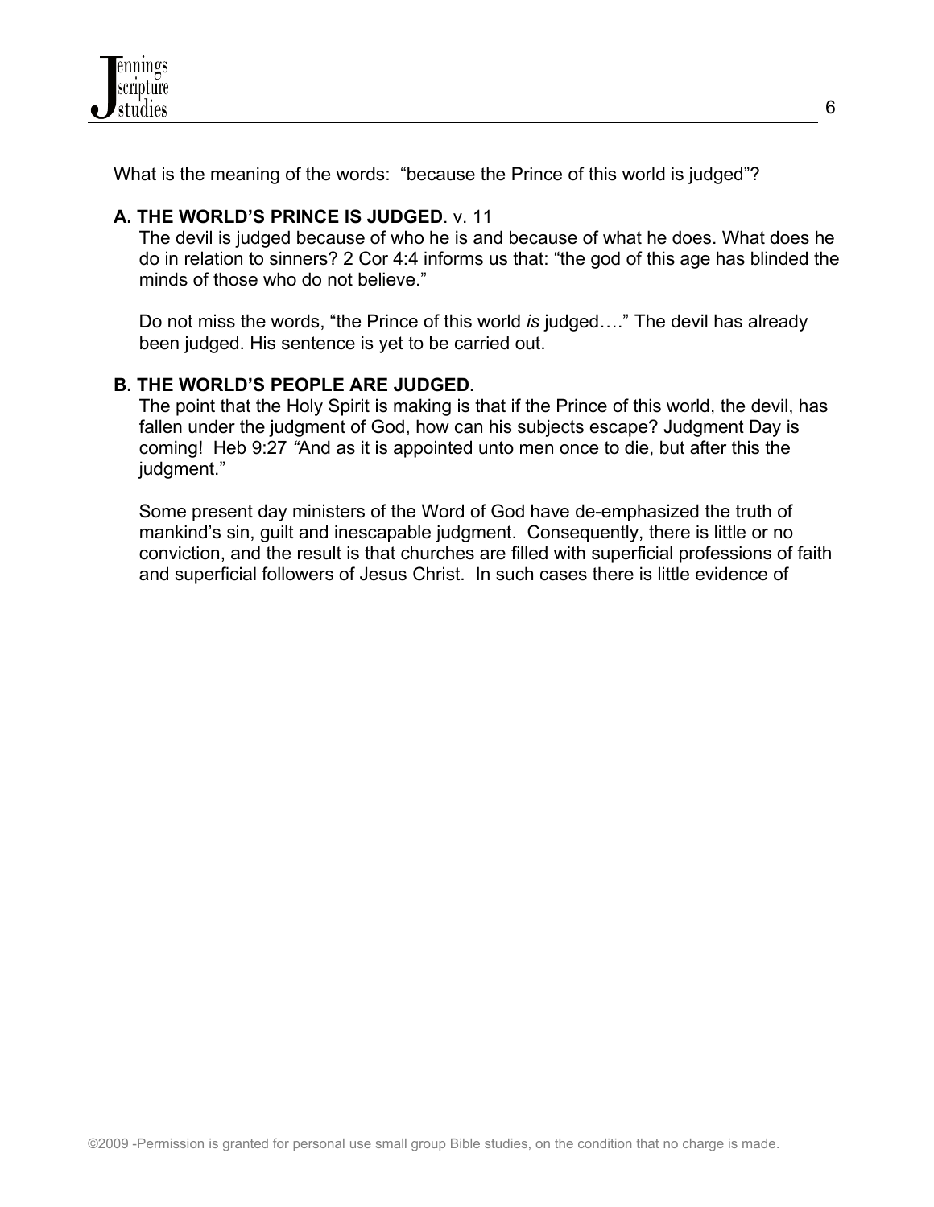What is the meaning of the words: "because the Prince of this world is judged"?

**A. THE WORLD'S PRINCE IS JUDGED**. v. 11

The devil is judged because of who he is and because of what he does. What does he do in relation to sinners? 2 Cor 4:4 informs us that: "the god of this age has blinded the minds of those who do not believe."

Do not miss the words, "the Prince of this world *is* judged…." The devil has already been judged. His sentence is yet to be carried out.

**B. THE WORLD'S PEOPLE ARE JUDGED**.

The point that the Holy Spirit is making is that if the Prince of this world, the devil, has fallen under the judgment of God, how can his subjects escape? Judgment Day is coming! Heb 9:27 *"*And as it is appointed unto men once to die, but after this the judgment."

Some present day ministers of the Word of God have de-emphasized the truth of mankind's sin, guilt and inescapable judgment. Consequently, there is little or no conviction, and the result is that churches are filled with superficial professions of faith and superficial followers of Jesus Christ. In such cases there is little evidence of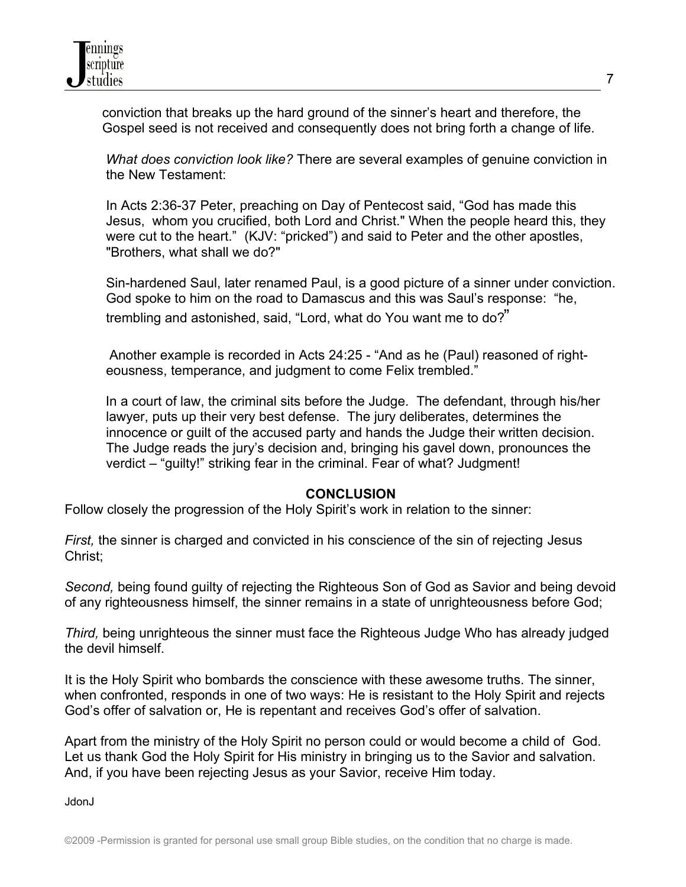conviction that breaks up the hard ground of the sinner's heart and therefore, the Gospel seed is not received and consequently does not bring forth a change of life.

*What does conviction look like?* There are several examples of genuine conviction in the New Testament:

In Acts 2:36-37 Peter, preaching on Day of Pentecost said, "God has made this Jesus, whom you crucified, both Lord and Christ." When the people heard this, they were cut to the heart." (KJV: "pricked") and said to Peter and the other apostles, "Brothers, what shall we do?"

Sin-hardened Saul, later renamed Paul, is a good picture of a sinner under conviction. God spoke to him on the road to Damascus and this was Saul's response: "he, trembling and astonished, said, "Lord, what do You want me to do?"

Another example is recorded in Acts 24:25 - "And as he (Paul) reasoned of right-eousness, temperance, and judgment to come Felix trembled."

In a court of law, the criminal sits before the Judge. The defendant, through his/her lawyer, puts up their very best defense. The jury deliberates, determines the innocence or guilt of the accused party and hands the Judge their written decision. The Judge reads the jury's decision and, bringing his gavel down, pronounces the verdict – "guilty!" striking fear in the criminal. Fear of what? Judgment!

## CONCLUSION

Follow closely the progression of the Holy Spirit's work in relation to the sinner:

*First,* the sinner is charged and convicted in his conscience of the sin of rejecting Jesus Christ;

*Second,* being found guilty of rejecting the Righteous Son of God as Savior and being devoid of any righteousness himself, the sinner remains in a state of unrighteousness before God;

*Third,* being unrighteous the sinner must face the Righteous Judge Who has already judged the devil himself.

It is the Holy Spirit who bombards the conscience with these awesome truths. The sinner, when confronted, responds in one of two ways: He is resistant to the Holy Spirit and rejects God's offer of salvation or, He is repentant and receives God's offer of salvation.

Apart from the ministry of the Holy Spirit no person could or would become a child of God. Let us thank God the Holy Spirit for His ministry in bringing us to the Savior and salvation. And, if you have been rejecting Jesus as your Savior, receive Him today.

JdonJ

©2009 -Permission is granted for personal use small group Bible studies, on the condition that no charge is made.